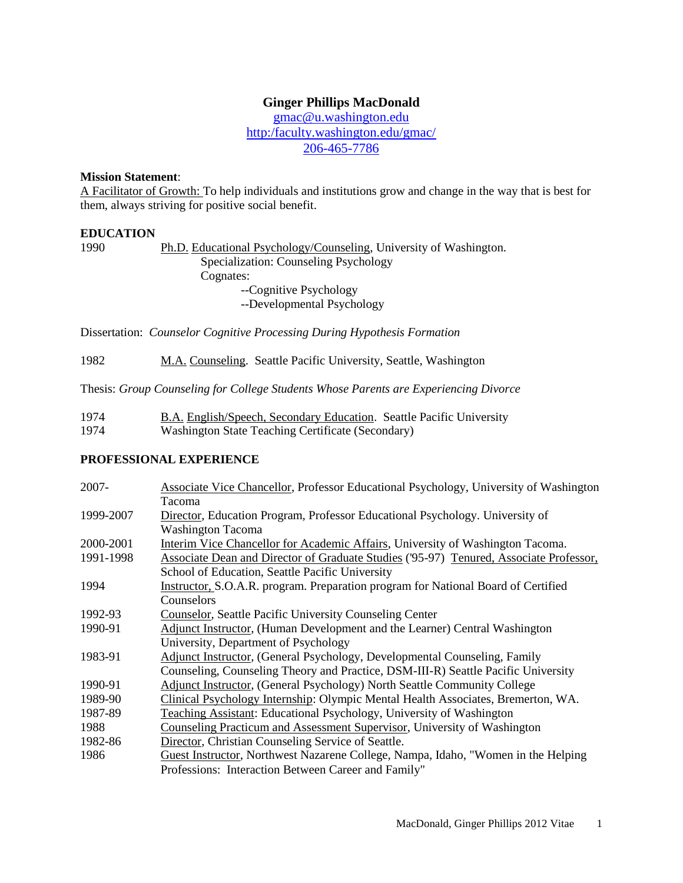# Ginger Phillips MacDonald

gmac@u.washington.edu
http:/faculty.washington.edu/gmac/
206-465-7786

**Mission Statement**:
A Facilitator of Growth: To help individuals and institutions grow and change in the way that is best for them, always striving for positive social benefit.

## EDUCATION

1990 — Ph.D. Educational Psychology/Counseling, University of Washington.
Specialization: Counseling Psychology
Cognates:
--Cognitive Psychology
--Developmental Psychology

Dissertation: *Counselor Cognitive Processing During Hypothesis Formation*

1982 — M.A. Counseling. Seattle Pacific University, Seattle, Washington

Thesis: *Group Counseling for College Students Whose Parents are Experiencing Divorce*

1974 — B.A. English/Speech, Secondary Education. Seattle Pacific University
1974 — Washington State Teaching Certificate (Secondary)

## PROFESSIONAL EXPERIENCE

| | |
|---|---|
| 2007- | Associate Vice Chancellor, Professor Educational Psychology, University of Washington Tacoma |
| 1999-2007 | Director, Education Program, Professor Educational Psychology. University of Washington Tacoma |
| 2000-2001 | Interim Vice Chancellor for Academic Affairs, University of Washington Tacoma. |
| 1991-1998 | Associate Dean and Director of Graduate Studies ('95-97) Tenured, Associate Professor, School of Education, Seattle Pacific University |
| 1994 | Instructor, S.O.A.R. program. Preparation program for National Board of Certified Counselors |
| 1992-93 | Counselor, Seattle Pacific University Counseling Center |
| 1990-91 | Adjunct Instructor, (Human Development and the Learner) Central Washington University, Department of Psychology |
| 1983-91 | Adjunct Instructor, (General Psychology, Developmental Counseling, Family Counseling, Counseling Theory and Practice, DSM-III-R) Seattle Pacific University |
| 1990-91 | Adjunct Instructor, (General Psychology) North Seattle Community College |
| 1989-90 | Clinical Psychology Internship: Olympic Mental Health Associates, Bremerton, WA. |
| 1987-89 | Teaching Assistant: Educational Psychology, University of Washington |
| 1988 | Counseling Practicum and Assessment Supervisor, University of Washington |
| 1982-86 | Director, Christian Counseling Service of Seattle. |
| 1986 | Guest Instructor, Northwest Nazarene College, Nampa, Idaho, "Women in the Helping Professions: Interaction Between Career and Family" |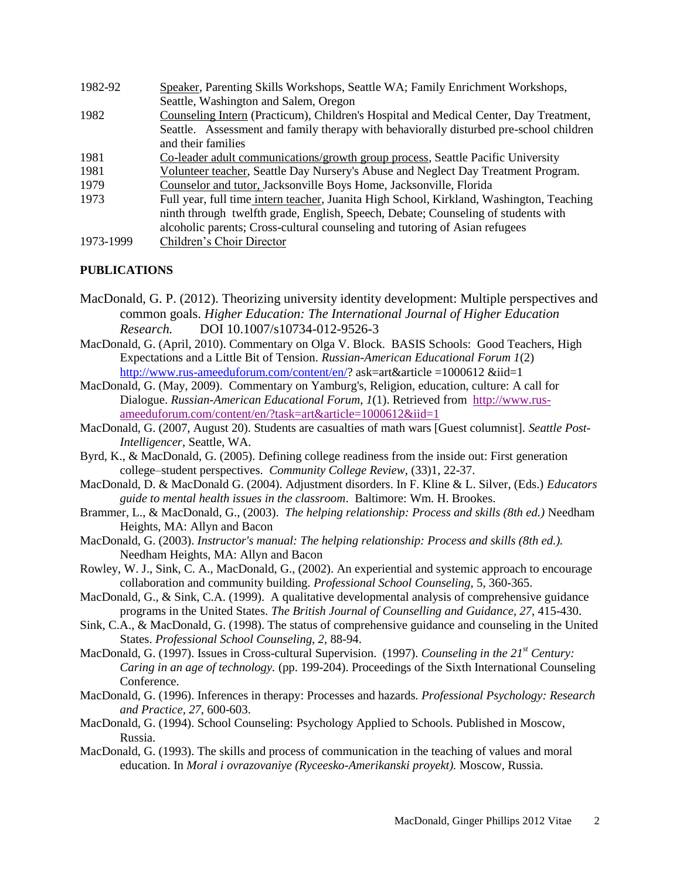| | |
|---|---|
| 1982-92 | Speaker, Parenting Skills Workshops, Seattle WA; Family Enrichment Workshops, Seattle, Washington and Salem, Oregon |
| 1982 | Counseling Intern (Practicum), Children's Hospital and Medical Center, Day Treatment, Seattle. Assessment and family therapy with behaviorally disturbed pre-school children and their families |
| 1981 | Co-leader adult communications/growth group process, Seattle Pacific University |
| 1981 | Volunteer teacher, Seattle Day Nursery's Abuse and Neglect Day Treatment Program. |
| 1979 | Counselor and tutor, Jacksonville Boys Home, Jacksonville, Florida |
| 1973 | Full year, full time intern teacher, Juanita High School, Kirkland, Washington, Teaching ninth through twelfth grade, English, Speech, Debate; Counseling of students with alcoholic parents; Cross-cultural counseling and tutoring of Asian refugees |
| 1973-1999 | Children's Choir Director |

## PUBLICATIONS

MacDonald, G. P. (2012). Theorizing university identity development: Multiple perspectives and common goals. *Higher Education: The International Journal of Higher Education Research.* DOI 10.1007/s10734-012-9526-3

MacDonald, G. (April, 2010). Commentary on Olga V. Block. BASIS Schools: Good Teachers, High Expectations and a Little Bit of Tension. *Russian-American Educational Forum 1*(2) http://www.rus-ameeduforum.com/content/en/? ask=art&article =1000612 &iid=1

MacDonald, G. (May, 2009). Commentary on Yamburg's, Religion, education, culture: A call for Dialogue. *Russian-American Educational Forum, 1*(1). Retrieved from http://www.rus-ameeduforum.com/content/en/?task=art&article=1000612&iid=1

MacDonald, G. (2007, August 20). Students are casualties of math wars [Guest columnist]. *Seattle Post-Intelligencer*, Seattle, WA.

Byrd, K., & MacDonald, G. (2005). Defining college readiness from the inside out: First generation college–student perspectives. *Community College Review*, (33)1, 22-37.

MacDonald, D. & MacDonald G. (2004). Adjustment disorders. In F. Kline & L. Silver, (Eds.) *Educators guide to mental health issues in the classroom*. Baltimore: Wm. H. Brookes.

Brammer, L., & MacDonald, G., (2003). *The helping relationship: Process and skills (8th ed.)* Needham Heights, MA: Allyn and Bacon

MacDonald, G. (2003). *Instructor's manual: The helping relationship: Process and skills (8th ed.).* Needham Heights, MA: Allyn and Bacon

Rowley, W. J., Sink, C. A., MacDonald, G., (2002). An experiential and systemic approach to encourage collaboration and community building. *Professional School Counseling,* 5, 360-365.

MacDonald, G., & Sink, C.A. (1999). A qualitative developmental analysis of comprehensive guidance programs in the United States. *The British Journal of Counselling and Guidance, 27,* 415-430.

Sink, C.A., & MacDonald, G. (1998). The status of comprehensive guidance and counseling in the United States. *Professional School Counseling, 2,* 88-94.

MacDonald, G. (1997). Issues in Cross-cultural Supervision. (1997). *Counseling in the 21st Century: Caring in an age of technology.* (pp. 199-204). Proceedings of the Sixth International Counseling Conference.

MacDonald, G. (1996). Inferences in therapy: Processes and hazards. *Professional Psychology: Research and Practice, 27,* 600-603.

MacDonald, G. (1994). School Counseling: Psychology Applied to Schools. Published in Moscow, Russia.

MacDonald, G. (1993). The skills and process of communication in the teaching of values and moral education. In *Moral i ovrazovaniye (Ryceesko-Amerikanski proyekt).* Moscow, Russia.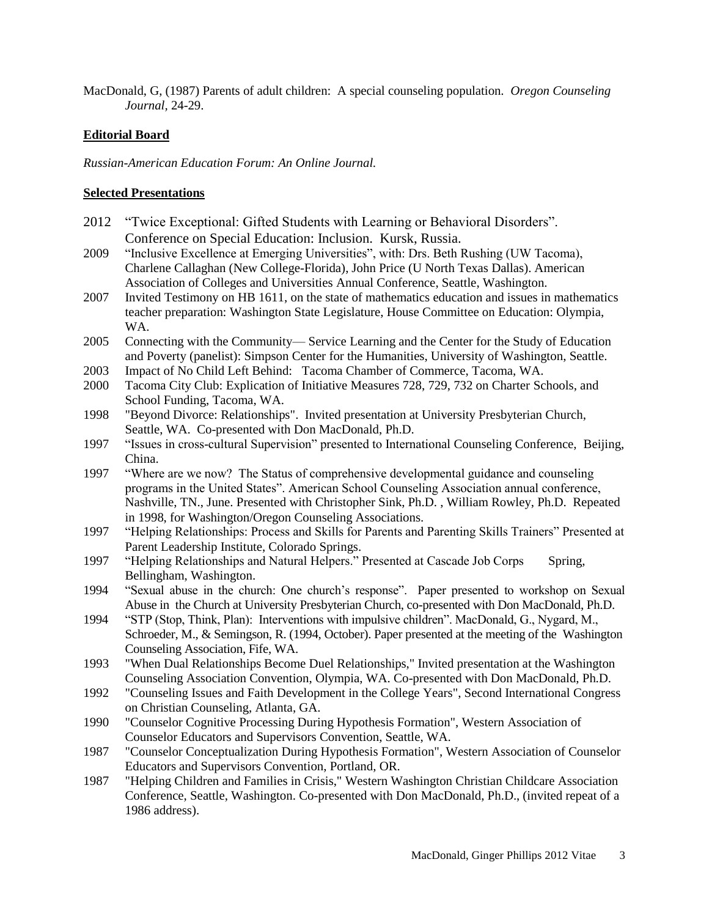MacDonald, G, (1987) Parents of adult children: A special counseling population. *Oregon Counseling Journal*, 24-29.

**Editorial Board**

*Russian-American Education Forum: An Online Journal.*

**Selected Presentations**

2012 "Twice Exceptional: Gifted Students with Learning or Behavioral Disorders". Conference on Special Education: Inclusion. Kursk, Russia.

2009 "Inclusive Excellence at Emerging Universities", with: Drs. Beth Rushing (UW Tacoma), Charlene Callaghan (New College-Florida), John Price (U North Texas Dallas). American Association of Colleges and Universities Annual Conference, Seattle, Washington.

2007 Invited Testimony on HB 1611, on the state of mathematics education and issues in mathematics teacher preparation: Washington State Legislature, House Committee on Education: Olympia, WA.

2005 Connecting with the Community— Service Learning and the Center for the Study of Education and Poverty (panelist): Simpson Center for the Humanities, University of Washington, Seattle.

2003 Impact of No Child Left Behind: Tacoma Chamber of Commerce, Tacoma, WA.

2000 Tacoma City Club: Explication of Initiative Measures 728, 729, 732 on Charter Schools, and School Funding, Tacoma, WA.

1998 "Beyond Divorce: Relationships". Invited presentation at University Presbyterian Church, Seattle, WA. Co-presented with Don MacDonald, Ph.D.

1997 "Issues in cross-cultural Supervision" presented to International Counseling Conference, Beijing, China.

1997 "Where are we now? The Status of comprehensive developmental guidance and counseling programs in the United States". American School Counseling Association annual conference, Nashville, TN., June. Presented with Christopher Sink, Ph.D. , William Rowley, Ph.D. Repeated in 1998, for Washington/Oregon Counseling Associations.

1997 "Helping Relationships: Process and Skills for Parents and Parenting Skills Trainers" Presented at Parent Leadership Institute, Colorado Springs.

1997 "Helping Relationships and Natural Helpers." Presented at Cascade Job Corps Spring, Bellingham, Washington.

1994 "Sexual abuse in the church: One church's response". Paper presented to workshop on Sexual Abuse in the Church at University Presbyterian Church, co-presented with Don MacDonald, Ph.D.

1994 "STP (Stop, Think, Plan): Interventions with impulsive children". MacDonald, G., Nygard, M., Schroeder, M., & Semingson, R. (1994, October). Paper presented at the meeting of the Washington Counseling Association, Fife, WA.

1993 "When Dual Relationships Become Duel Relationships," Invited presentation at the Washington Counseling Association Convention, Olympia, WA. Co-presented with Don MacDonald, Ph.D.

1992 "Counseling Issues and Faith Development in the College Years", Second International Congress on Christian Counseling, Atlanta, GA.

1990 "Counselor Cognitive Processing During Hypothesis Formation", Western Association of Counselor Educators and Supervisors Convention, Seattle, WA.

1987 "Counselor Conceptualization During Hypothesis Formation", Western Association of Counselor Educators and Supervisors Convention, Portland, OR.

1987 "Helping Children and Families in Crisis," Western Washington Christian Childcare Association Conference, Seattle, Washington. Co-presented with Don MacDonald, Ph.D., (invited repeat of a 1986 address).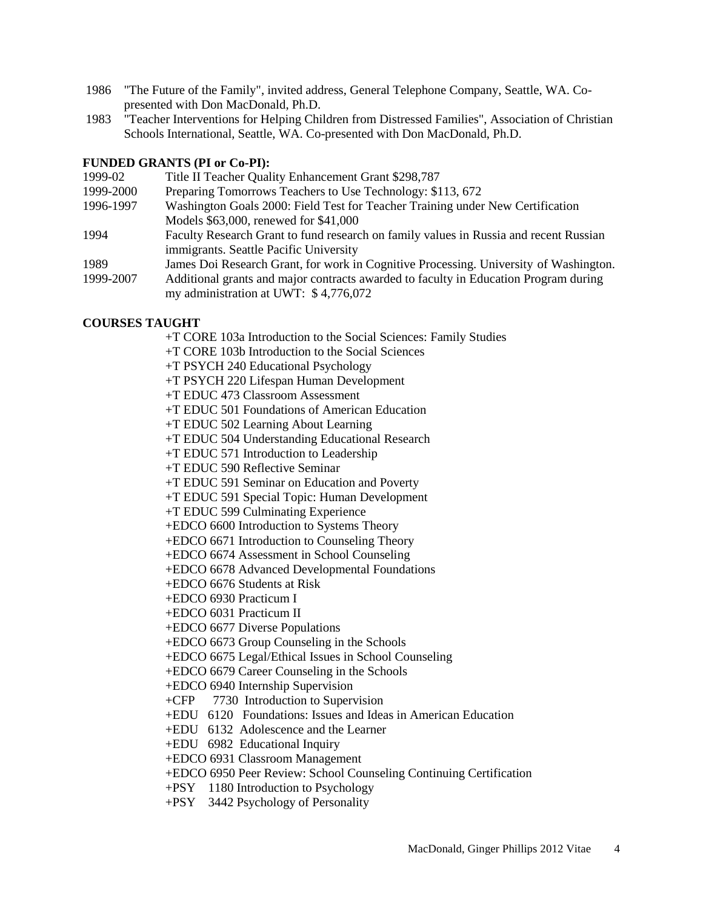1986 "The Future of the Family", invited address, General Telephone Company, Seattle, WA. Co-presented with Don MacDonald, Ph.D.

1983 "Teacher Interventions for Helping Children from Distressed Families", Association of Christian Schools International, Seattle, WA. Co-presented with Don MacDonald, Ph.D.

**FUNDED GRANTS (PI or Co-PI):**

| | |
|---|---|
| 1999-02 | Title II Teacher Quality Enhancement Grant $298,787 |
| 1999-2000 | Preparing Tomorrows Teachers to Use Technology: $113, 672 |
| 1996-1997 | Washington Goals 2000: Field Test for Teacher Training under New Certification Models $63,000, renewed for $41,000 |
| 1994 | Faculty Research Grant to fund research on family values in Russia and recent Russian immigrants. Seattle Pacific University |
| 1989 | James Doi Research Grant, for work in Cognitive Processing. University of Washington. |
| 1999-2007 | Additional grants and major contracts awarded to faculty in Education Program during my administration at UWT: $ 4,776,072 |

**COURSES TAUGHT**

+T CORE 103a Introduction to the Social Sciences: Family Studies
+T CORE 103b Introduction to the Social Sciences
+T PSYCH 240 Educational Psychology
+T PSYCH 220 Lifespan Human Development
+T EDUC 473 Classroom Assessment
+T EDUC 501 Foundations of American Education
+T EDUC 502 Learning About Learning
+T EDUC 504 Understanding Educational Research
+T EDUC 571 Introduction to Leadership
+T EDUC 590 Reflective Seminar
+T EDUC 591 Seminar on Education and Poverty
+T EDUC 591 Special Topic: Human Development
+T EDUC 599 Culminating Experience
+EDCO 6600 Introduction to Systems Theory
+EDCO 6671 Introduction to Counseling Theory
+EDCO 6674 Assessment in School Counseling
+EDCO 6678 Advanced Developmental Foundations
+EDCO 6676 Students at Risk
+EDCO 6930 Practicum I
+EDCO 6031 Practicum II
+EDCO 6677 Diverse Populations
+EDCO 6673 Group Counseling in the Schools
+EDCO 6675 Legal/Ethical Issues in School Counseling
+EDCO 6679 Career Counseling in the Schools
+EDCO 6940 Internship Supervision
+CFP 7730 Introduction to Supervision
+EDU 6120 Foundations: Issues and Ideas in American Education
+EDU 6132 Adolescence and the Learner
+EDU 6982 Educational Inquiry
+EDCO 6931 Classroom Management
+EDCO 6950 Peer Review: School Counseling Continuing Certification
+PSY 1180 Introduction to Psychology
+PSY 3442 Psychology of Personality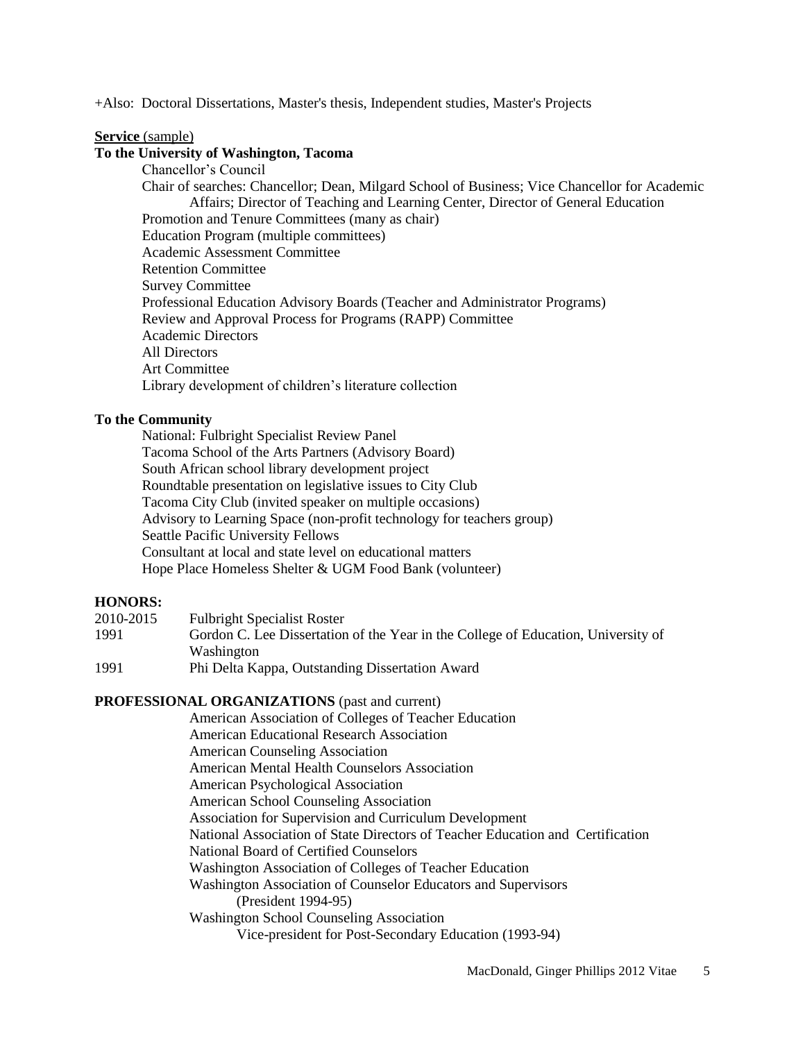+Also: Doctoral Dissertations, Master's thesis, Independent studies, Master's Projects

**Service** (sample)

**To the University of Washington, Tacoma**

- Chancellor's Council
- Chair of searches: Chancellor; Dean, Milgard School of Business; Vice Chancellor for Academic Affairs; Director of Teaching and Learning Center, Director of General Education
- Promotion and Tenure Committees (many as chair)
- Education Program (multiple committees)
- Academic Assessment Committee
- Retention Committee
- Survey Committee
- Professional Education Advisory Boards (Teacher and Administrator Programs)
- Review and Approval Process for Programs (RAPP) Committee
- Academic Directors
- All Directors
- Art Committee
- Library development of children's literature collection

**To the Community**

- National: Fulbright Specialist Review Panel
- Tacoma School of the Arts Partners (Advisory Board)
- South African school library development project
- Roundtable presentation on legislative issues to City Club
- Tacoma City Club (invited speaker on multiple occasions)
- Advisory to Learning Space (non-profit technology for teachers group)
- Seattle Pacific University Fellows
- Consultant at local and state level on educational matters
- Hope Place Homeless Shelter & UGM Food Bank (volunteer)

## HONORS:

| | |
|---|---|
| 2010-2015 | Fulbright Specialist Roster |
| 1991 | Gordon C. Lee Dissertation of the Year in the College of Education, University of Washington |
| 1991 | Phi Delta Kappa, Outstanding Dissertation Award |

## PROFESSIONAL ORGANIZATIONS (past and current)

- American Association of Colleges of Teacher Education
- American Educational Research Association
- American Counseling Association
- American Mental Health Counselors Association
- American Psychological Association
- American School Counseling Association
- Association for Supervision and Curriculum Development
- National Association of State Directors of Teacher Education and Certification
- National Board of Certified Counselors
- Washington Association of Colleges of Teacher Education
- Washington Association of Counselor Educators and Supervisors
  - (President 1994-95)
- Washington School Counseling Association
  - Vice-president for Post-Secondary Education (1993-94)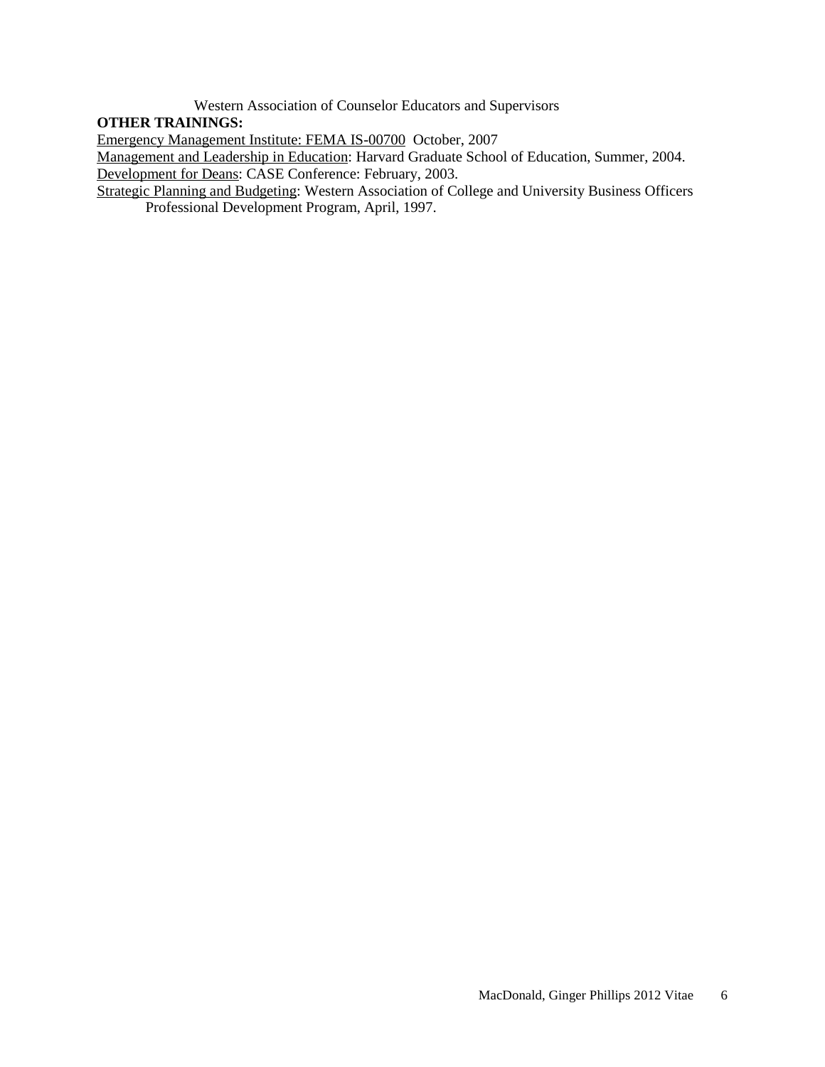Western Association of Counselor Educators and Supervisors

**OTHER TRAININGS:**

<u>Emergency Management Institute: FEMA IS-00700</u> October, 2007

<u>Management and Leadership in Education</u>: Harvard Graduate School of Education, Summer, 2004.

<u>Development for Deans</u>: CASE Conference: February, 2003.

<u>Strategic Planning and Budgeting</u>: Western Association of College and University Business Officers Professional Development Program, April, 1997.